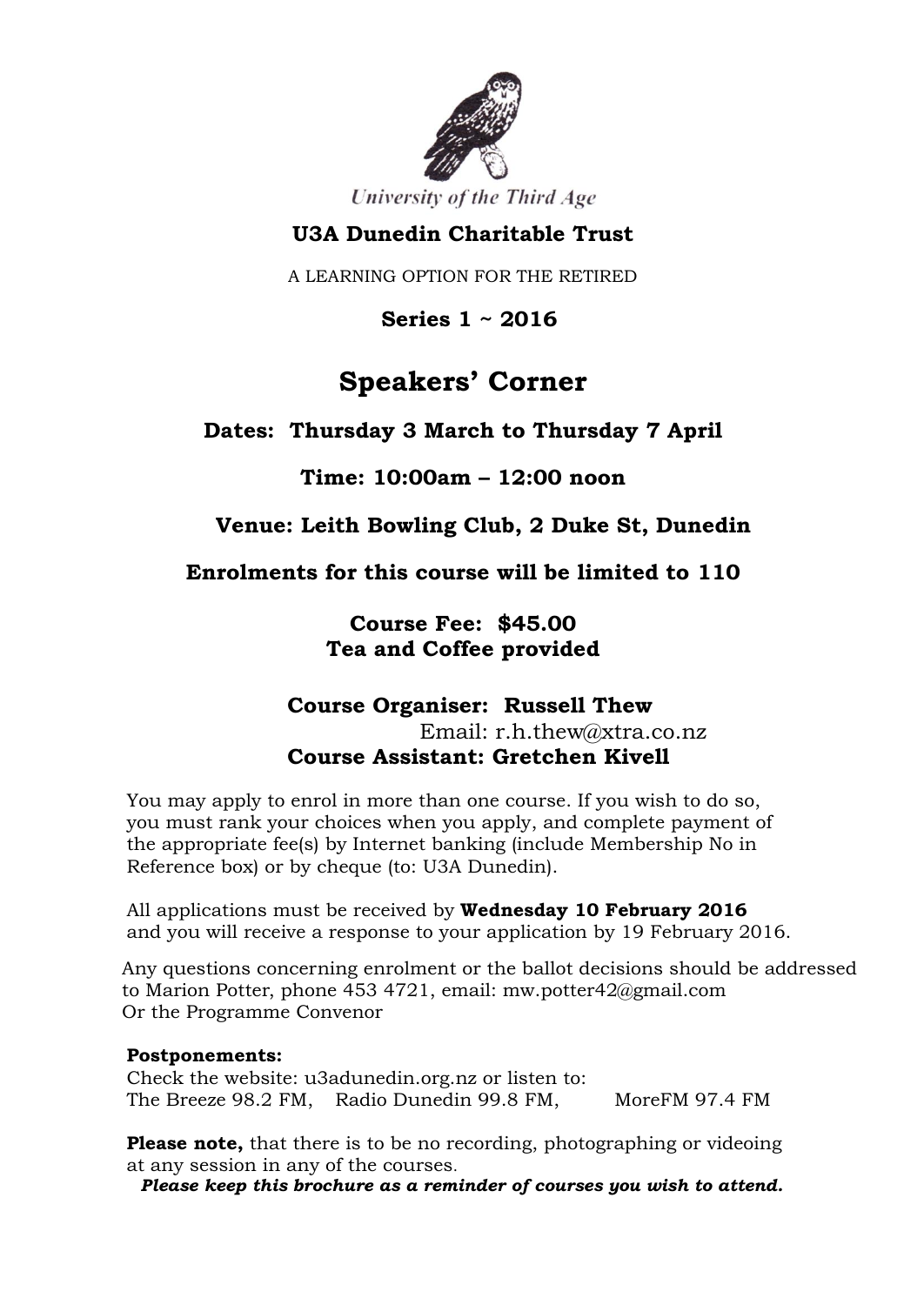University of the Third Age

**U3A Dunedin Charitable Trust**

A LEARNING OPTION FOR THE RETIRED

**Series 1 ~ 2016**

# Speakers' Corner

**Dates: Thursday 3 March to Thursday 7 April**

**Time: 10:00am – 12:00 noon**

**Venue: Leith Bowling Club, 2 Duke St, Dunedin**

**Enrolments for this course will be limited to 110**

**Course Fee: $45.00**
**Tea and Coffee provided**

**Course Organiser: Russell Thew**
Email: r.h.thew@xtra.co.nz
**Course Assistant: Gretchen Kivell**

You may apply to enrol in more than one course. If you wish to do so, you must rank your choices when you apply, and complete payment of the appropriate fee(s) by Internet banking (include Membership No in Reference box) or by cheque (to: U3A Dunedin).

All applications must be received by **Wednesday 10 February 2016** and you will receive a response to your application by 19 February 2016.

Any questions concerning enrolment or the ballot decisions should be addressed to Marion Potter, phone 453 4721, email: mw.potter42@gmail.com
Or the Programme Convenor

**Postponements:**
Check the website: u3adunedin.org.nz or listen to:
The Breeze 98.2 FM, Radio Dunedin 99.8 FM, MoreFM 97.4 FM

**Please note,** that there is to be no recording, photographing or videoing at any session in any of the courses.

***Please keep this brochure as a reminder of courses you wish to attend.***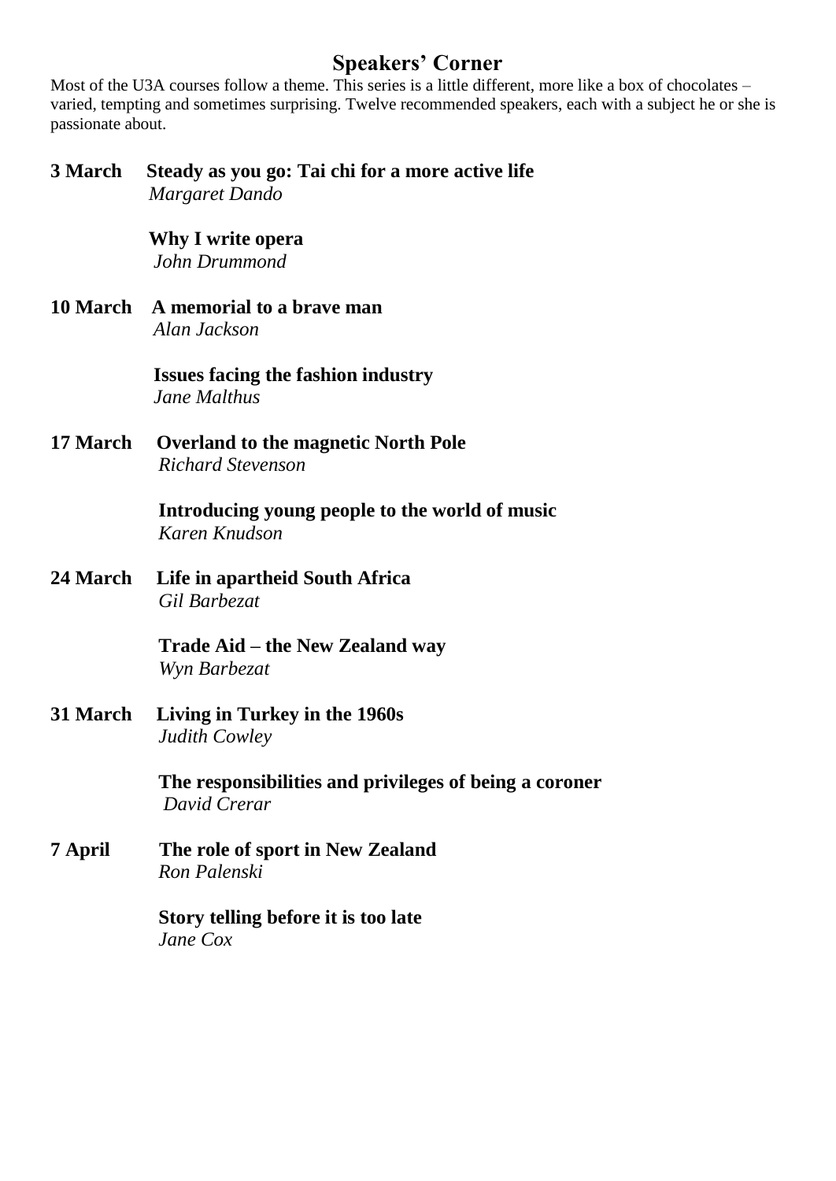## Speakers' Corner

Most of the U3A courses follow a theme. This series is a little different, more like a box of chocolates – varied, tempting and sometimes surprising. Twelve recommended speakers, each with a subject he or she is passionate about.

**3 March** **Steady as you go: Tai chi for a more active life**
*Margaret Dando*

**Why I write opera**
*John Drummond*

**10 March** **A memorial to a brave man**
*Alan Jackson*

**Issues facing the fashion industry**
*Jane Malthus*

**17 March** **Overland to the magnetic North Pole**
*Richard Stevenson*

**Introducing young people to the world of music**
*Karen Knudson*

**24 March** **Life in apartheid South Africa**
*Gil Barbezat*

**Trade Aid – the New Zealand way**
*Wyn Barbezat*

**31 March** **Living in Turkey in the 1960s**
*Judith Cowley*

**The responsibilities and privileges of being a coroner**
*David Crerar*

**7 April** **The role of sport in New Zealand**
*Ron Palenski*

**Story telling before it is too late**
*Jane Cox*